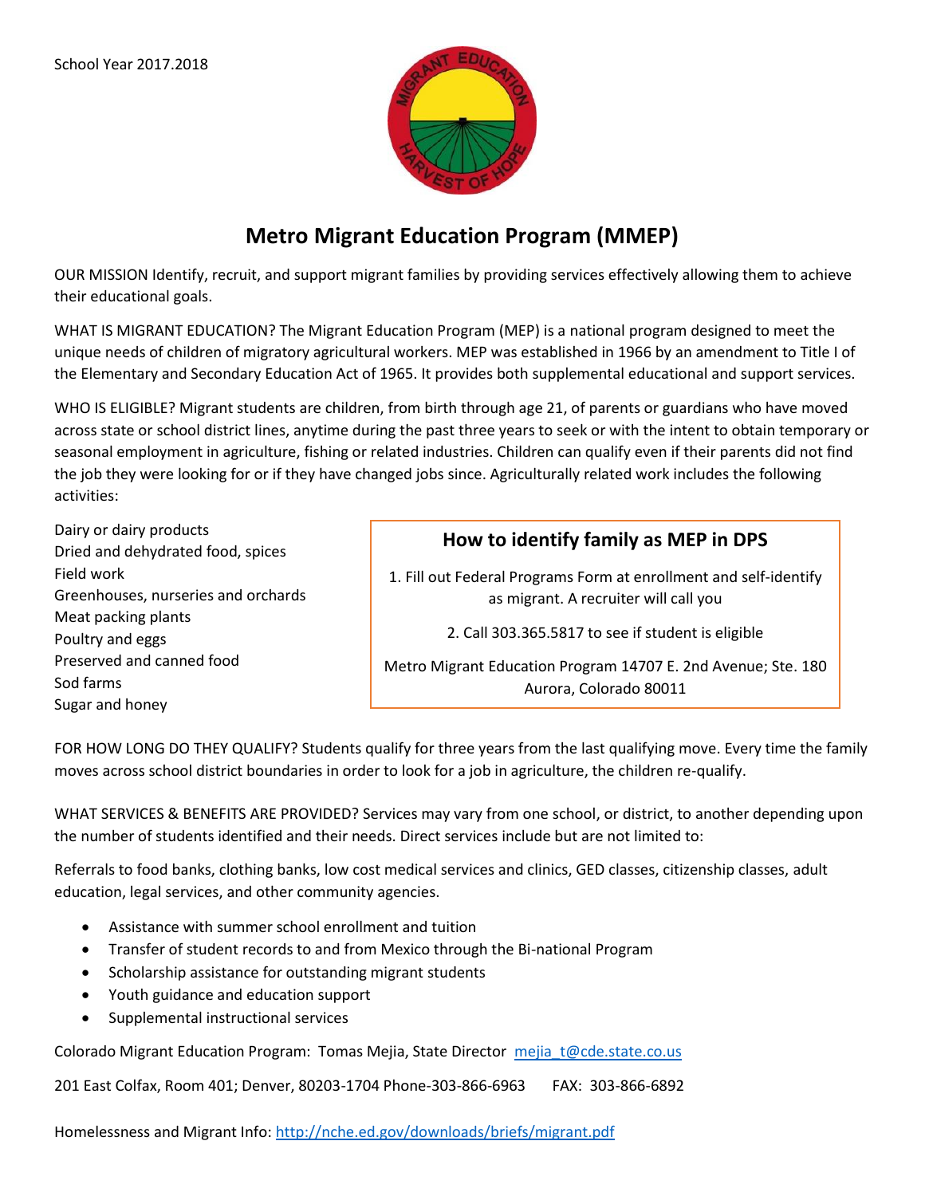School Year 2017.2018

# Metro Migrant Education Program (MMEP)

OUR MISSION Identify, recruit, and support migrant families by providing services effectively allowing them to achieve their educational goals.

WHAT IS MIGRANT EDUCATION? The Migrant Education Program (MEP) is a national program designed to meet the unique needs of children of migratory agricultural workers. MEP was established in 1966 by an amendment to Title I of the Elementary and Secondary Education Act of 1965. It provides both supplemental educational and support services.

WHO IS ELIGIBLE? Migrant students are children, from birth through age 21, of parents or guardians who have moved across state or school district lines, anytime during the past three years to seek or with the intent to obtain temporary or seasonal employment in agriculture, fishing or related industries. Children can qualify even if their parents did not find the job they were looking for or if they have changed jobs since. Agriculturally related work includes the following activities:

Dairy or dairy products
Dried and dehydrated food, spices
Field work
Greenhouses, nurseries and orchards
Meat packing plants
Poultry and eggs
Preserved and canned food
Sod farms
Sugar and honey

## How to identify family as MEP in DPS

1. Fill out Federal Programs Form at enrollment and self-identify as migrant. A recruiter will call you
2. Call 303.365.5817 to see if student is eligible

Metro Migrant Education Program 14707 E. 2nd Avenue; Ste. 180 Aurora, Colorado 80011

FOR HOW LONG DO THEY QUALIFY? Students qualify for three years from the last qualifying move. Every time the family moves across school district boundaries in order to look for a job in agriculture, the children re-qualify.

WHAT SERVICES & BENEFITS ARE PROVIDED? Services may vary from one school, or district, to another depending upon the number of students identified and their needs. Direct services include but are not limited to:

Referrals to food banks, clothing banks, low cost medical services and clinics, GED classes, citizenship classes, adult education, legal services, and other community agencies.

- Assistance with summer school enrollment and tuition
- Transfer of student records to and from Mexico through the Bi-national Program
- Scholarship assistance for outstanding migrant students
- Youth guidance and education support
- Supplemental instructional services

Colorado Migrant Education Program: Tomas Mejia, State Director mejia_t@cde.state.co.us

201 East Colfax, Room 401; Denver, 80203-1704 Phone-303-866-6963 FAX: 303-866-6892

Homelessness and Migrant Info: http://nche.ed.gov/downloads/briefs/migrant.pdf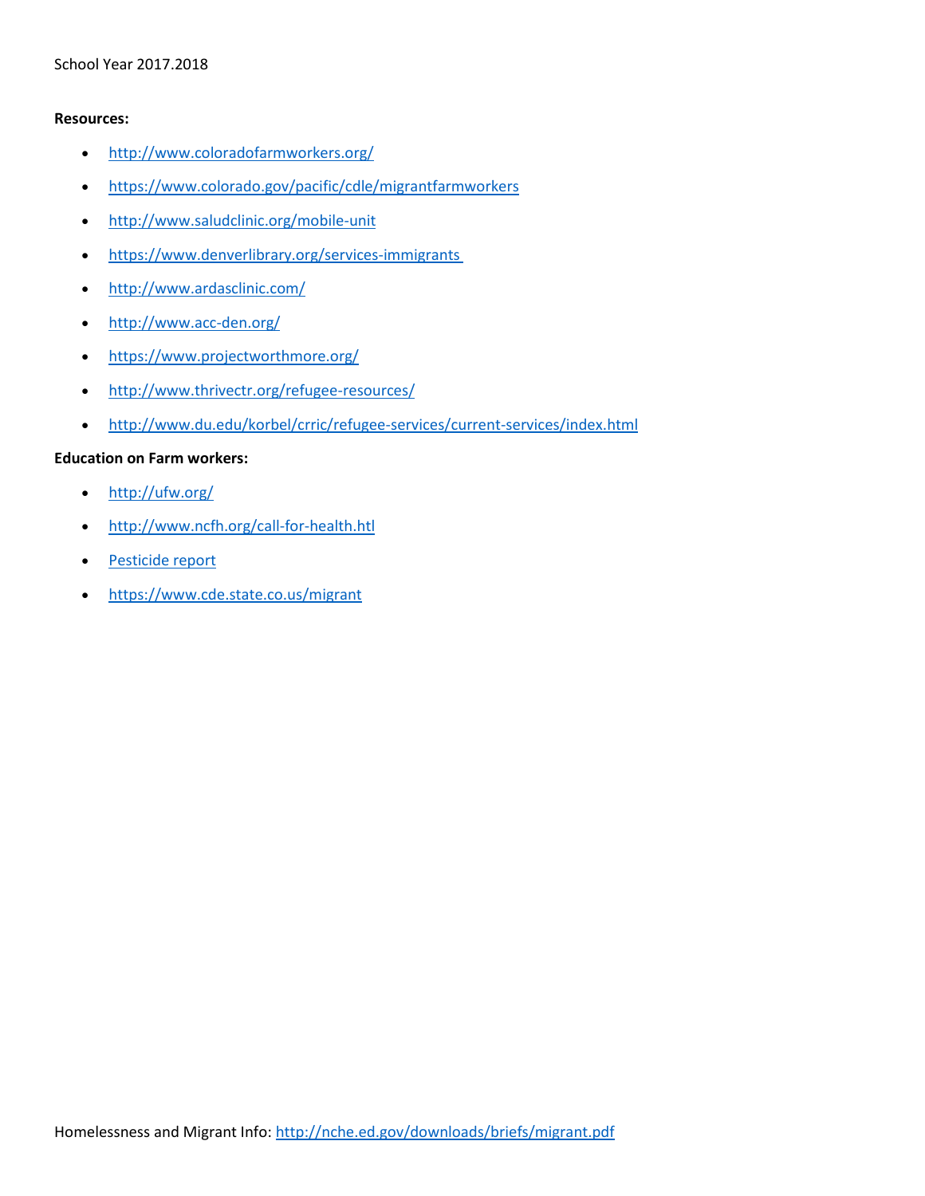School Year 2017.2018

**Resources:**

- http://www.coloradofarmworkers.org/
- https://www.colorado.gov/pacific/cdle/migrantfarmworkers
- http://www.saludclinic.org/mobile-unit
- https://www.denverlibrary.org/services-immigrants
- http://www.ardasclinic.com/
- http://www.acc-den.org/
- https://www.projectworthmore.org/
- http://www.thrivectr.org/refugee-resources/
- http://www.du.edu/korbel/crric/refugee-services/current-services/index.html

**Education on Farm workers:**

- http://ufw.org/
- http://www.ncfh.org/call-for-health.htl
- Pesticide report
- https://www.cde.state.co.us/migrant

Homelessness and Migrant Info: http://nche.ed.gov/downloads/briefs/migrant.pdf